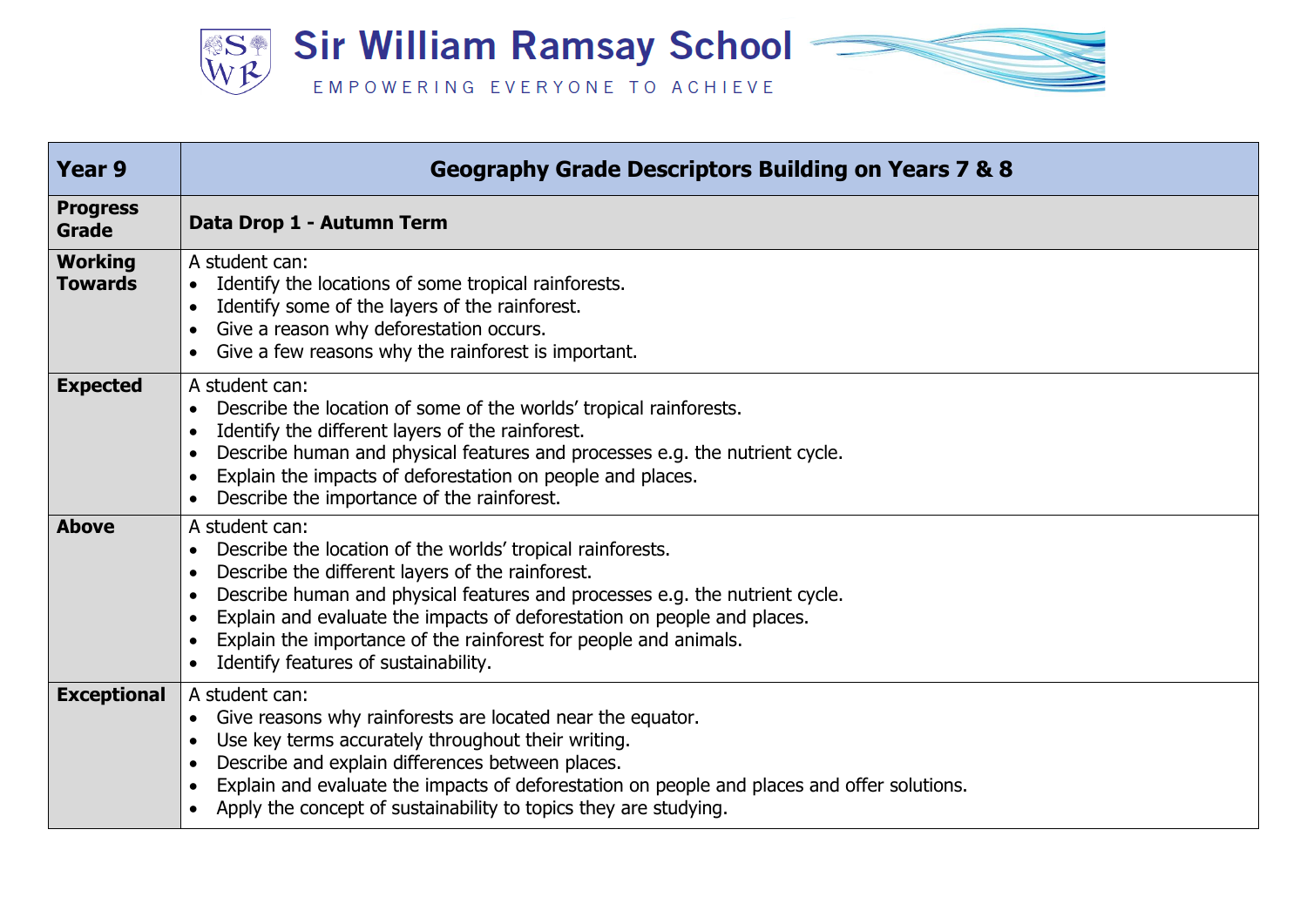# Sir William Ramsay School

EMPOWERING EVERYONE TO ACHIEVE

| **Year 9** | **Geography Grade Descriptors Building on Years 7 & 8** |
|---|---|
| **Progress Grade** | **Data Drop 1 - Autumn Term** |
| **Working Towards** | A student can:<br>• Identify the locations of some tropical rainforests.<br>• Identify some of the layers of the rainforest.<br>• Give a reason why deforestation occurs.<br>• Give a few reasons why the rainforest is important. |
| **Expected** | A student can:<br>• Describe the location of some of the worlds' tropical rainforests.<br>• Identify the different layers of the rainforest.<br>• Describe human and physical features and processes e.g. the nutrient cycle.<br>• Explain the impacts of deforestation on people and places.<br>• Describe the importance of the rainforest. |
| **Above** | A student can:<br>• Describe the location of the worlds' tropical rainforests.<br>• Describe the different layers of the rainforest.<br>• Describe human and physical features and processes e.g. the nutrient cycle.<br>• Explain and evaluate the impacts of deforestation on people and places.<br>• Explain the importance of the rainforest for people and animals.<br>• Identify features of sustainability. |
| **Exceptional** | A student can:<br>• Give reasons why rainforests are located near the equator.<br>• Use key terms accurately throughout their writing.<br>• Describe and explain differences between places.<br>• Explain and evaluate the impacts of deforestation on people and places and offer solutions.<br>• Apply the concept of sustainability to topics they are studying. |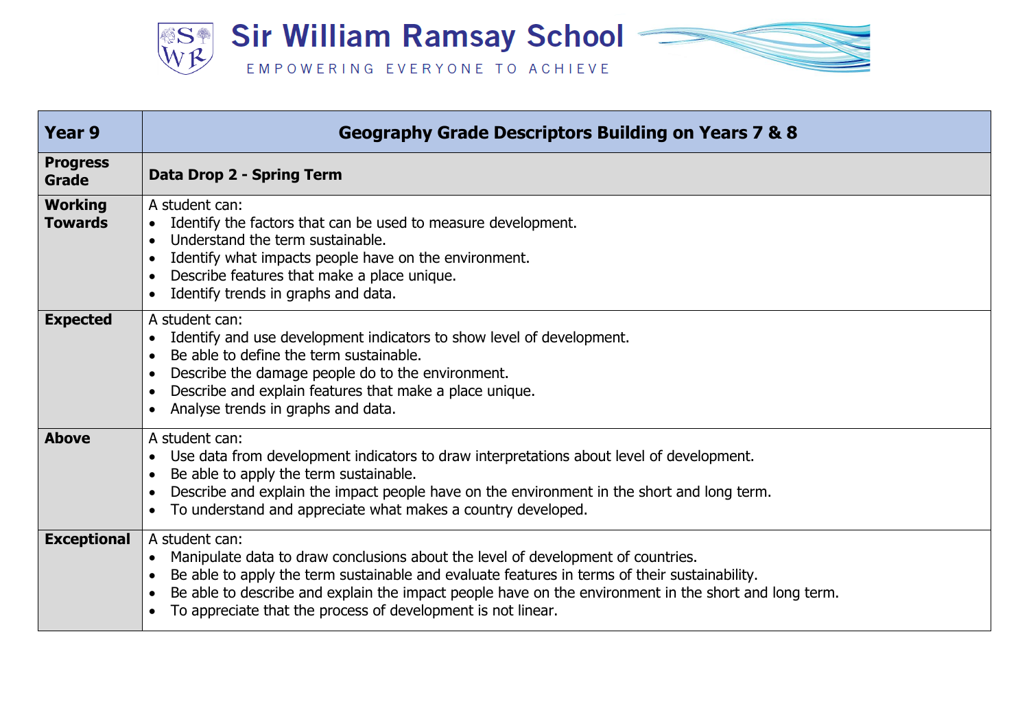# Sir William Ramsay School

EMPOWERING EVERYONE TO ACHIEVE

| Year 9 | Geography Grade Descriptors Building on Years 7 & 8 |
|---|---|
| **Progress Grade** | **Data Drop 2 - Spring Term** |
| **Working Towards** | A student can:<br>• Identify the factors that can be used to measure development.<br>• Understand the term sustainable.<br>• Identify what impacts people have on the environment.<br>• Describe features that make a place unique.<br>• Identify trends in graphs and data. |
| **Expected** | A student can:<br>• Identify and use development indicators to show level of development.<br>• Be able to define the term sustainable.<br>• Describe the damage people do to the environment.<br>• Describe and explain features that make a place unique.<br>• Analyse trends in graphs and data. |
| **Above** | A student can:<br>• Use data from development indicators to draw interpretations about level of development.<br>• Be able to apply the term sustainable.<br>• Describe and explain the impact people have on the environment in the short and long term.<br>• To understand and appreciate what makes a country developed. |
| **Exceptional** | A student can:<br>• Manipulate data to draw conclusions about the level of development of countries.<br>• Be able to apply the term sustainable and evaluate features in terms of their sustainability.<br>• Be able to describe and explain the impact people have on the environment in the short and long term.<br>• To appreciate that the process of development is not linear. |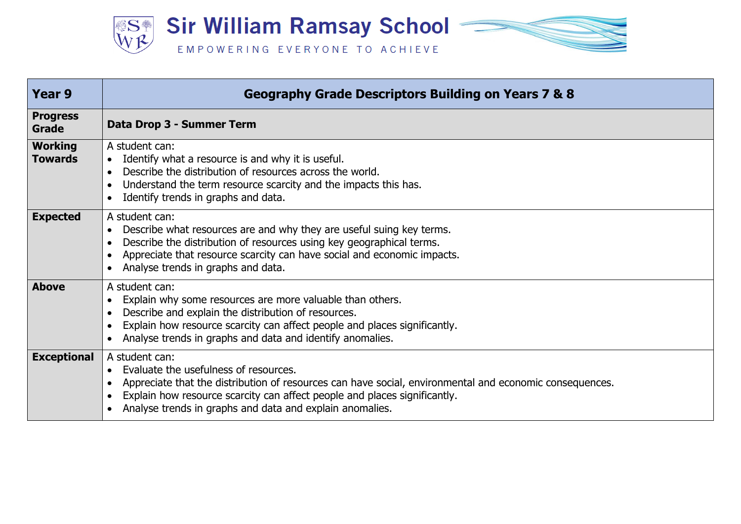# Sir William Ramsay School

EMPOWERING EVERYONE TO ACHIEVE

| Year 9 | Geography Grade Descriptors Building on Years 7 & 8 |
|---|---|
| **Progress Grade** | **Data Drop 3 - Summer Term** |
| **Working Towards** | A student can:<br>• Identify what a resource is and why it is useful.<br>• Describe the distribution of resources across the world.<br>• Understand the term resource scarcity and the impacts this has.<br>• Identify trends in graphs and data. |
| **Expected** | A student can:<br>• Describe what resources are and why they are useful suing key terms.<br>• Describe the distribution of resources using key geographical terms.<br>• Appreciate that resource scarcity can have social and economic impacts.<br>• Analyse trends in graphs and data. |
| **Above** | A student can:<br>• Explain why some resources are more valuable than others.<br>• Describe and explain the distribution of resources.<br>• Explain how resource scarcity can affect people and places significantly.<br>• Analyse trends in graphs and data and identify anomalies. |
| **Exceptional** | A student can:<br>• Evaluate the usefulness of resources.<br>• Appreciate that the distribution of resources can have social, environmental and economic consequences.<br>• Explain how resource scarcity can affect people and places significantly.<br>• Analyse trends in graphs and data and explain anomalies. |